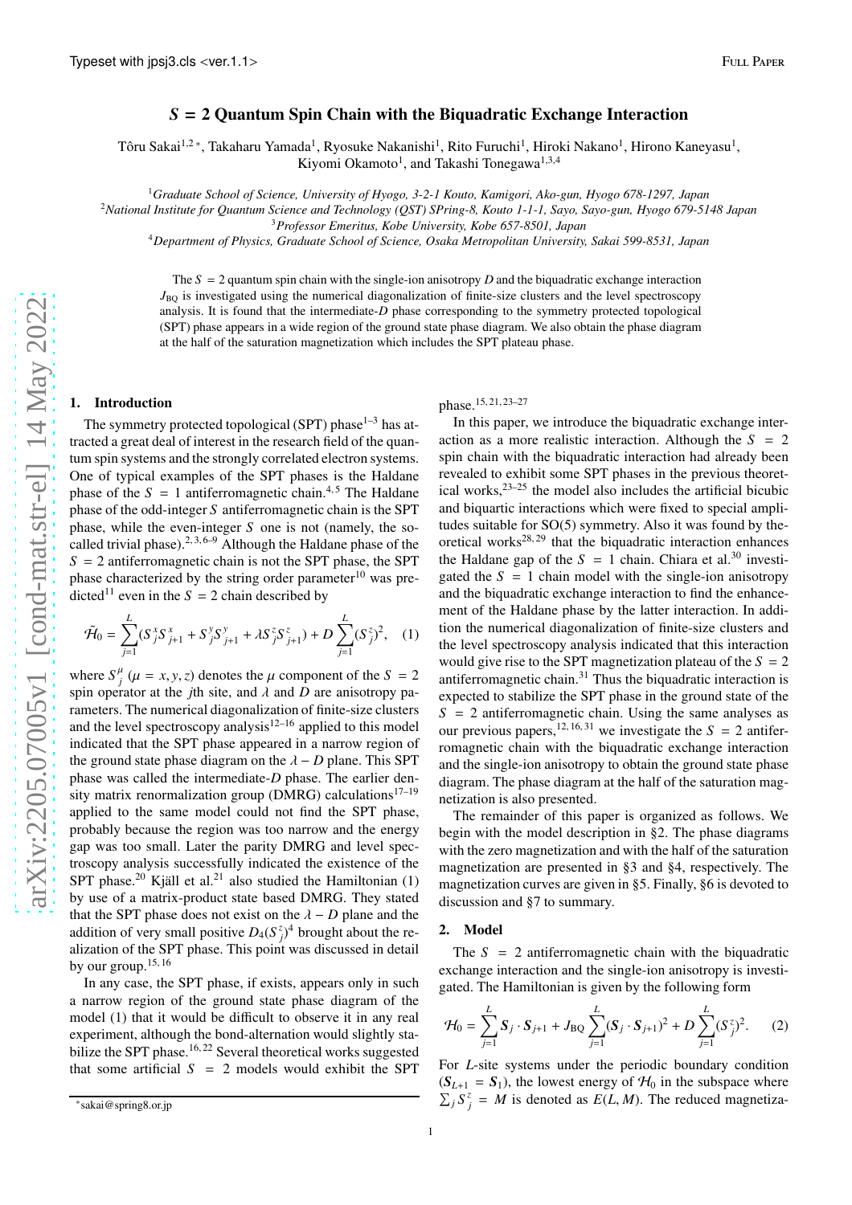# $S = 2$ Quantum Spin Chain with the Biquadratic Exchange Interaction

Tôru Sakai[1,2,*], Takaharu Yamada[1], Ryosuke Nakanishi[1], Rito Furuchi[1], Hiroki Nakano[1], Hirono Kaneyasu[1], Kiyomi Okamoto[1], and Takashi Tonegawa[1,3,4]

[1] *Graduate School of Science, University of Hyogo, 3-2-1 Kouto, Kamigori, Ako-gun, Hyogo 678-1297, Japan*
[2] *National Institute for Quantum Science and Technology (QST) SPring-8, Kouto 1-1-1, Sayo, Sayo-gun, Hyogo 679-5148 Japan*
[3] *Professor Emeritus, Kobe University, Kobe 657-8501, Japan*
[4] *Department of Physics, Graduate School of Science, Osaka Metropolitan University, Sakai 599-8531, Japan*

The $S = 2$ quantum spin chain with the single-ion anisotropy $D$ and the biquadratic exchange interaction $J_{\rm BQ}$ is investigated using the numerical diagonalization of finite-size clusters and the level spectroscopy analysis. It is found that the intermediate-$D$ phase corresponding to the symmetry protected topological (SPT) phase appears in a wide region of the ground state phase diagram. We also obtain the phase diagram at the half of the saturation magnetization which includes the SPT plateau phase.

## 1. Introduction

The symmetry protected topological (SPT) phase[1–3] has attracted a great deal of interest in the research field of the quantum spin systems and the strongly correlated electron systems. One of typical examples of the SPT phases is the Haldane phase of the $S = 1$ antiferromagnetic chain.[4,5] The Haldane phase of the odd-integer $S$ antiferromagnetic chain is the SPT phase, while the even-integer $S$ one is not (namely, the so-called trivial phase).[2,3,6–9] Although the Haldane phase of the $S = 2$ antiferromagnetic chain is not the SPT phase, the SPT phase characterized by the string order parameter[10] was predicted[11] even in the $S = 2$ chain described by

$$\tilde{\mathcal{H}}_0 = \sum_{j=1}^{L}(S_j^x S_{j+1}^x + S_j^y S_{j+1}^y + \lambda S_j^z S_{j+1}^z) + D\sum_{j=1}^{L}(S_j^z)^2, \quad (1)$$

where $S_j^\mu$ ($\mu = x, y, z$) denotes the $\mu$ component of the $S = 2$ spin operator at the $j$th site, and $\lambda$ and $D$ are anisotropy parameters. The numerical diagonalization of finite-size clusters and the level spectroscopy analysis[12–16] applied to this model indicated that the SPT phase appeared in a narrow region of the ground state phase diagram on the $\lambda - D$ plane. This SPT phase was called the intermediate-$D$ phase. The earlier density matrix renormalization group (DMRG) calculations[17–19] applied to the same model could not find the SPT phase, probably because the region was too narrow and the energy gap was too small. Later the parity DMRG and level spectroscopy analysis successfully indicated the existence of the SPT phase.[20] Kjäll et al.[21] also studied the Hamiltonian (1) by use of a matrix-product state based DMRG. They stated that the SPT phase does not exist on the $\lambda - D$ plane and the addition of very small positive $D_4(S_j^z)^4$ brought about the realization of the SPT phase. This point was discussed in detail by our group.[15,16]

In any case, the SPT phase, if exists, appears only in such a narrow region of the ground state phase diagram of the model (1) that it would be difficult to observe it in any real experiment, although the bond-alternation would slightly stabilize the SPT phase.[16,22] Several theoretical works suggested that some artificial $S = 2$ models would exhibit the SPT phase.[15,21,23–27]

In this paper, we introduce the biquadratic exchange interaction as a more realistic interaction. Although the $S = 2$ spin chain with the biquadratic interaction had already been revealed to exhibit some SPT phases in the previous theoretical works,[23–25] the model also includes the artificial bicubic and biquartic interactions which were fixed to special amplitudes suitable for SO(5) symmetry. Also it was found by theoretical works[28,29] that the biquadratic interaction enhances the Haldane gap of the $S = 1$ chain. Chiara et al.[30] investigated the $S = 1$ chain model with the single-ion anisotropy and the biquadratic exchange interaction to find the enhancement of the Haldane phase by the latter interaction. In addition the numerical diagonalization of finite-size clusters and the level spectroscopy analysis indicated that this interaction would give rise to the SPT magnetization plateau of the $S = 2$ antiferromagnetic chain.[31] Thus the biquadratic interaction is expected to stabilize the SPT phase in the ground state of the $S = 2$ antiferromagnetic chain. Using the same analyses as our previous papers,[12,16,31] we investigate the $S = 2$ antiferromagnetic chain with the biquadratic exchange interaction and the single-ion anisotropy to obtain the ground state phase diagram. The phase diagram at the half of the saturation magnetization is also presented.

The remainder of this paper is organized as follows. We begin with the model description in §2. The phase diagrams with the zero magnetization and with the half of the saturation magnetization are presented in §3 and §4, respectively. The magnetization curves are given in §5. Finally, §6 is devoted to discussion and §7 to summary.

## 2. Model

The $S = 2$ antiferromagnetic chain with the biquadratic exchange interaction and the single-ion anisotropy is investigated. The Hamiltonian is given by the following form

$$\mathcal{H}_0 = \sum_{j=1}^{L} \boldsymbol{S}_j \cdot \boldsymbol{S}_{j+1} + J_{\rm BQ}\sum_{j=1}^{L}(\boldsymbol{S}_j \cdot \boldsymbol{S}_{j+1})^2 + D\sum_{j=1}^{L}(S_j^z)^2. \quad (2)$$

For $L$-site systems under the periodic boundary condition ($\boldsymbol{S}_{L+1} = \boldsymbol{S}_1$), the lowest energy of $\mathcal{H}_0$ in the subspace where $\sum_j S_j^z = M$ is denoted as $E(L, M)$. The reduced magnetiza-

*sakai@spring8.or.jp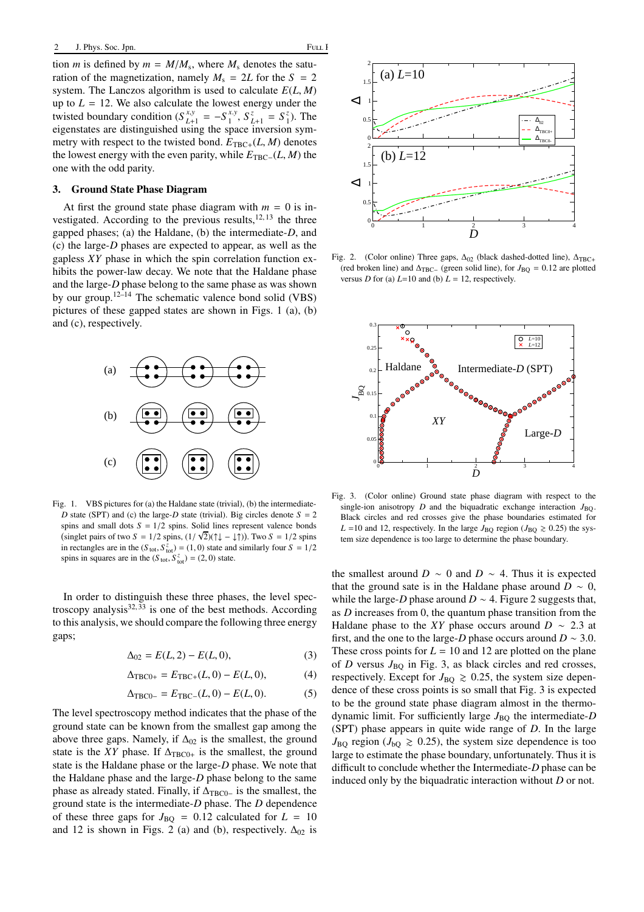tion $m$ is defined by $m = M/M_s$, where $M_s$ denotes the saturation of the magnetization, namely $M_s = 2L$ for the $S = 2$ system. The Lanczos algorithm is used to calculate $E(L, M)$ up to $L = 12$. We also calculate the lowest energy under the twisted boundary condition ($S^{x,y}_{L+1} = -S^{x,y}_1$, $S^z_{L+1} = S^z_1$). The eigenstates are distinguished using the space inversion symmetry with respect to the twisted bond. $E_{\rm TBC+}(L, M)$ denotes the lowest energy with the even parity, while $E_{\rm TBC-}(L, M)$ the one with the odd parity.

## 3. Ground State Phase Diagram

At first the ground state phase diagram with $m = 0$ is investigated. According to the previous results,[12,13] the three gapped phases; (a) the Haldane, (b) the intermediate-$D$, and (c) the large-$D$ phases are expected to appear, as well as the gapless $XY$ phase in which the spin correlation function exhibits the power-law decay. We note that the Haldane phase and the large-$D$ phase belong to the same phase as was shown by our group.[12–14] The schematic valence bond solid (VBS) pictures of these gapped states are shown in Figs. 1 (a), (b) and (c), respectively.

Fig. 1. VBS pictures for (a) the Haldane state (trivial), (b) the intermediate-$D$ state (SPT) and (c) the large-$D$ state (trivial). Big circles denote $S = 2$ spins and small dots $S = 1/2$ spins. Solid lines represent valence bonds (singlet pairs of two $S = 1/2$ spins, $(1/\sqrt{2})(\uparrow\downarrow - \downarrow\uparrow)$). Two $S = 1/2$ spins in rectangles are in the $(S_{\rm tot}, S^z_{\rm tot}) = (1, 0)$ state and similarly four $S = 1/2$ spins in squares are in the $(S_{\rm tot}, S^z_{\rm tot}) = (2, 0)$ state.

In order to distinguish these three phases, the level spectroscopy analysis[32,33] is one of the best methods. According to this analysis, we should compare the following three energy gaps;

$$\Delta_{02} = E(L, 2) - E(L, 0), \tag{3}$$

$$\Delta_{\rm TBC0+} = E_{\rm TBC+}(L, 0) - E(L, 0), \tag{4}$$

$$\Delta_{\rm TBC0-} = E_{\rm TBC-}(L, 0) - E(L, 0). \tag{5}$$

The level spectroscopy method indicates that the phase of the ground state can be known from the smallest gap among the above three gaps. Namely, if $\Delta_{02}$ is the smallest, the ground state is the $XY$ phase. If $\Delta_{\rm TBC0+}$ is the smallest, the ground state is the Haldane phase or the large-$D$ phase. We note that the Haldane phase and the large-$D$ phase belong to the same phase as already stated. Finally, if $\Delta_{\rm TBC0-}$ is the smallest, the ground state is the intermediate-$D$ phase. The $D$ dependence of these three gaps for $J_{\rm BQ} = 0.12$ calculated for $L = 10$ and 12 is shown in Figs. 2 (a) and (b), respectively. $\Delta_{02}$ is the smallest around $D \sim 0$ and $D \sim 4$. Thus it is expected that the ground sate is in the Haldane phase around $D \sim 0$, while the large-$D$ phase around $D \sim 4$. Figure 2 suggests that, as $D$ increases from 0, the quantum phase transition from the Haldane phase to the $XY$ phase occurs around $D \sim 2.3$ at first, and the one to the large-$D$ phase occurs around $D \sim 3.0$. These cross points for $L = 10$ and 12 are plotted on the plane of $D$ versus $J_{\rm BQ}$ in Fig. 3, as black circles and red crosses, respectively. Except for $J_{\rm BQ} \gtrsim 0.25$, the system size dependence of these cross points is so small that Fig. 3 is expected to be the ground state phase diagram almost in the thermodynamic limit. For sufficiently large $J_{\rm BQ}$ the intermediate-$D$ (SPT) phase appears in quite wide range of $D$. In the large $J_{\rm BQ}$ region ($J_{\rm bQ} \gtrsim 0.25$), the system size dependence is too large to estimate the phase boundary, unfortunately. Thus it is difficult to conclude whether the Intermediate-$D$ phase can be induced only by the biquadratic interaction without $D$ or not.

Fig. 2. (Color online) Three gaps, $\Delta_{02}$ (black dashed-dotted line), $\Delta_{\rm TBC+}$ (red broken line) and $\Delta_{\rm TBC-}$ (green solid line), for $J_{\rm BQ} = 0.12$ are plotted versus $D$ for (a) $L$=10 and (b) $L = 12$, respectively.

Fig. 3. (Color online) Ground state phase diagram with respect to the single-ion anisotropy $D$ and the biquadratic exchange interaction $J_{\rm BQ}$. Black circles and red crosses give the phase boundaries estimated for $L$ =10 and 12, respectively. In the large $J_{\rm BQ}$ region ($J_{\rm BQ} \gtrsim 0.25$) the system size dependence is too large to determine the phase boundary.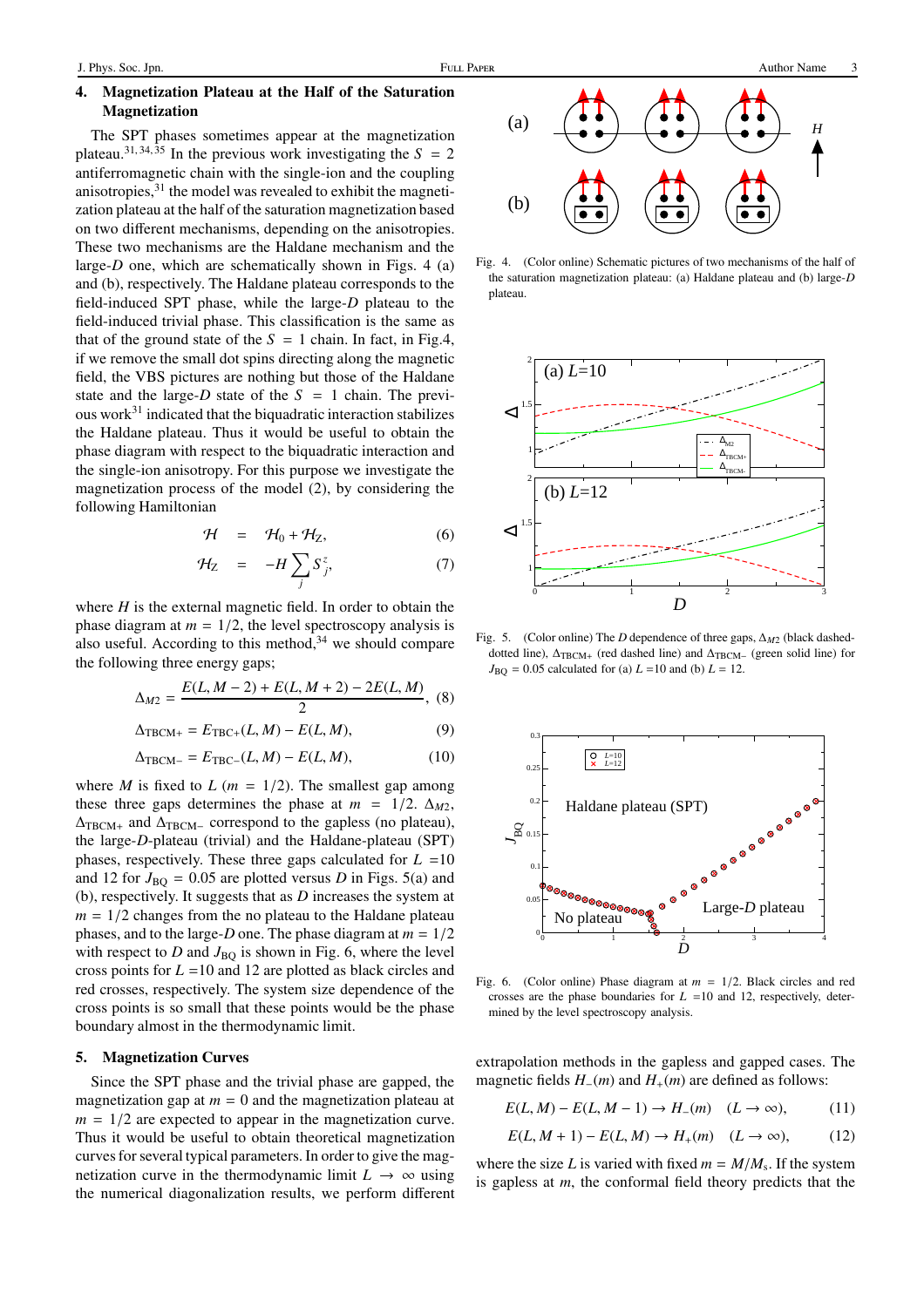## 4. Magnetization Plateau at the Half of the Saturation Magnetization

The SPT phases sometimes appear at the magnetization plateau.[31,34,35] In the previous work investigating the $S = 2$ antiferromagnetic chain with the single-ion and the coupling anisotropies,[31] the model was revealed to exhibit the magnetization plateau at the half of the saturation magnetization based on two different mechanisms, depending on the anisotropies. These two mechanisms are the Haldane mechanism and the large-$D$ one, which are schematically shown in Figs. 4 (a) and (b), respectively. The Haldane plateau corresponds to the field-induced SPT phase, while the large-$D$ plateau to the field-induced trivial phase. This classification is the same as that of the ground state of the $S = 1$ chain. In fact, in Fig.4, if we remove the small dot spins directing along the magnetic field, the VBS pictures are nothing but those of the Haldane state and the large-$D$ state of the $S = 1$ chain. The previous work[31] indicated that the biquadratic interaction stabilizes the Haldane plateau. Thus it would be useful to obtain the phase diagram with respect to the biquadratic interaction and the single-ion anisotropy. For this purpose we investigate the magnetization process of the model (2), by considering the following Hamiltonian

$$\mathcal{H} = \mathcal{H}_0 + \mathcal{H}_Z, \tag{6}$$

$$\mathcal{H}_Z = -H \sum_j S_j^z, \tag{7}$$

where $H$ is the external magnetic field. In order to obtain the phase diagram at $m = 1/2$, the level spectroscopy analysis is also useful. According to this method,[34] we should compare the following three energy gaps;

$$\Delta_{M2} = \frac{E(L, M-2) + E(L, M+2) - 2E(L, M)}{2}, \tag{8}$$

$$\Delta_{\rm TBCM+} = E_{\rm TBC+}(L, M) - E(L, M), \tag{9}$$

$$\Delta_{\rm TBCM-} = E_{\rm TBC-}(L, M) - E(L, M), \tag{10}$$

where $M$ is fixed to $L$ ($m = 1/2$). The smallest gap among these three gaps determines the phase at $m = 1/2$. $\Delta_{M2}$, $\Delta_{\rm TBCM+}$ and $\Delta_{\rm TBCM-}$ correspond to the gapless (no plateau), the large-$D$-plateau (trivial) and the Haldane-plateau (SPT) phases, respectively. These three gaps calculated for $L$ =10 and 12 for $J_{\rm BQ} = 0.05$ are plotted versus $D$ in Figs. 5(a) and (b), respectively. It suggests that as $D$ increases the system at $m = 1/2$ changes from the no plateau to the Haldane plateau phases, and to the large-$D$ one. The phase diagram at $m = 1/2$ with respect to $D$ and $J_{\rm BQ}$ is shown in Fig. 6, where the level cross points for $L$ =10 and 12 are plotted as black circles and red crosses, respectively. The system size dependence of the cross points is so small that these points would be the phase boundary almost in the thermodynamic limit.

Fig. 4. (Color online) Schematic pictures of two mechanisms of the half of the saturation magnetization plateau: (a) Haldane plateau and (b) large-$D$ plateau.

Fig. 5. (Color online) The $D$ dependence of three gaps, $\Delta_{M2}$ (black dashed-dotted line), $\Delta_{\rm TBCM+}$ (red dashed line) and $\Delta_{\rm TBCM-}$ (green solid line) for $J_{\rm BQ} = 0.05$ calculated for (a) $L$ =10 and (b) $L$ = 12.

Fig. 6. (Color online) Phase diagram at $m = 1/2$. Black circles and red crosses are the phase boundaries for $L$ =10 and 12, respectively, determined by the level spectroscopy analysis.

## 5. Magnetization Curves

Since the SPT phase and the trivial phase are gapped, the magnetization gap at $m = 0$ and the magnetization plateau at $m = 1/2$ are expected to appear in the magnetization curve. Thus it would be useful to obtain theoretical magnetization curves for several typical parameters. In order to give the magnetization curve in the thermodynamic limit $L \to \infty$ using the numerical diagonalization results, we perform different extrapolation methods in the gapless and gapped cases. The magnetic fields $H_-(m)$ and $H_+(m)$ are defined as follows:

$$E(L, M) - E(L, M-1) \to H_-(m) \quad (L \to \infty), \tag{11}$$

$$E(L, M+1) - E(L, M) \to H_+(m) \quad (L \to \infty), \tag{12}$$

where the size $L$ is varied with fixed $m = M/M_s$. If the system is gapless at $m$, the conformal field theory predicts that the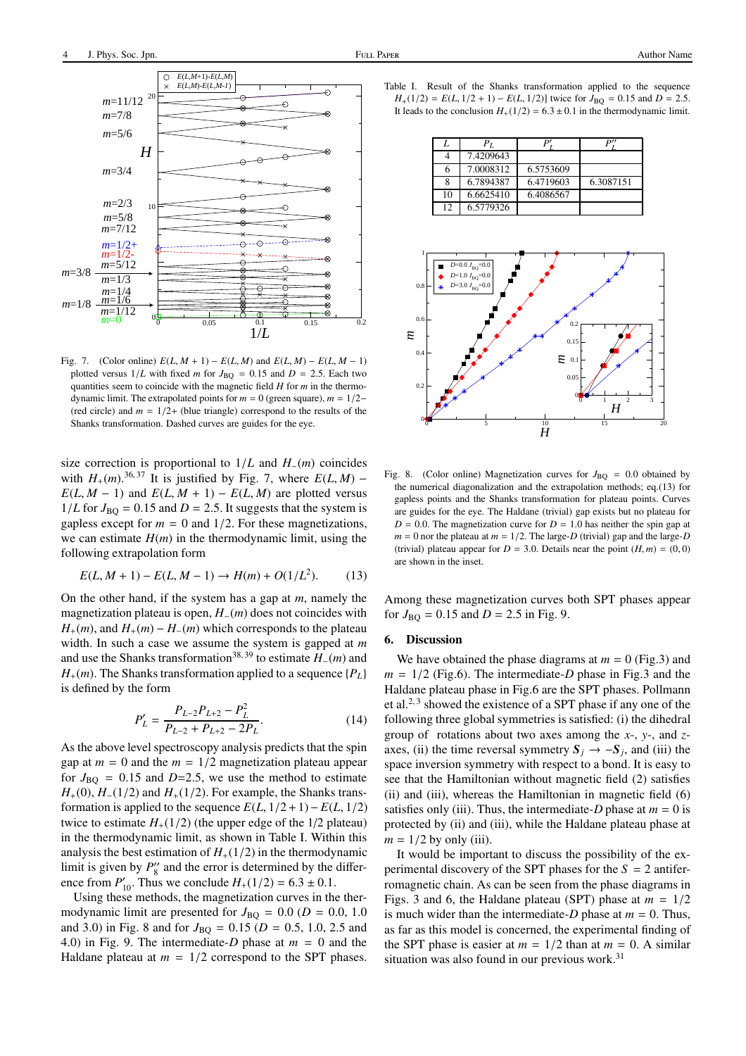Fig. 7. (Color online) $E(L,M+1)-E(L,M)$ and $E(L,M)-E(L,M-1)$ plotted versus $1/L$ with fixed $m$ for $J_{\rm BQ}=0.15$ and $D=2.5$. Each two quantities seem to coincide with the magnetic field $H$ for $m$ in the thermodynamic limit. The extrapolated points for $m=0$ (green square), $m=1/2-$ (red circle) and $m=1/2+$ (blue triangle) correspond to the results of the Shanks transformation. Dashed curves are guides for the eye.

size correction is proportional to $1/L$ and $H_-(m)$ coincides with $H_+(m)$.[36,37] It is justified by Fig. 7, where $E(L,M)-E(L,M-1)$ and $E(L,M+1)-E(L,M)$ are plotted versus $1/L$ for $J_{\rm BQ}=0.15$ and $D=2.5$. It suggests that the system is gapless except for $m=0$ and $1/2$. For these magnetizations, we can estimate $H(m)$ in the thermodynamic limit, using the following extrapolation form

$$E(L,M+1)-E(L,M-1)\to H(m)+O(1/L^2). \tag{13}$$

On the other hand, if the system has a gap at $m$, namely the magnetization plateau is open, $H_-(m)$ does not coincides with $H_+(m)$, and $H_+(m)-H_-(m)$ which corresponds to the plateau width. In such a case we assume the system is gapped at $m$ and use the Shanks transformation[38,39] to estimate $H_-(m)$ and $H_+(m)$. The Shanks transformation applied to a sequence $\{P_L\}$ is defined by the form

$$P'_L=\frac{P_{L-2}P_{L+2}-P_L^2}{P_{L-2}+P_{L+2}-2P_L}. \tag{14}$$

As the above level spectroscopy analysis predicts that the spin gap at $m=0$ and the $m=1/2$ magnetization plateau appear for $J_{\rm BQ}=0.15$ and $D$=2.5, we use the method to estimate $H_+(0)$, $H_-(1/2)$ and $H_+(1/2)$. For example, the Shanks transformation is applied to the sequence $E(L,1/2+1)-E(L,1/2)$ twice to estimate $H_+(1/2)$ (the upper edge of the 1/2 plateau) in the thermodynamic limit, as shown in Table I. Within this analysis the best estimation of $H_+(1/2)$ in the thermodynamic limit is given by $P''_8$ and the error is determined by the difference from $P'_{10}$. Thus we conclude $H_+(1/2)=6.3\pm0.1$.

Using these methods, the magnetization curves in the thermodynamic limit are presented for $J_{\rm BQ}=0.0$ ($D=0.0$, 1.0 and 3.0) in Fig. 8 and for $J_{\rm BQ}=0.15$ ($D=0.5$, 1.0, 2.5 and 4.0) in Fig. 9. The intermediate-$D$ phase at $m=0$ and the Haldane plateau at $m=1/2$ correspond to the SPT phases.

Table I. Result of the Shanks transformation applied to the sequence $H_+(1/2)=E(L,1/2+1)-E(L,1/2)]$ twice for $J_{\rm BQ}=0.15$ and $D=2.5$. It leads to the conclusion $H_+(1/2)=6.3\pm0.1$ in the thermodynamic limit.

| $L$ | $P_L$ | $P'_L$ | $P''_L$ |
|---|---|---|---|
| 4 | 7.4209643 | | |
| 6 | 7.0008312 | 6.5753609 | |
| 8 | 6.7894387 | 6.4719603 | 6.3087151 |
| 10 | 6.6625410 | 6.4086567 | |
| 12 | 6.5779326 | | |

Fig. 8. (Color online) Magnetization curves for $J_{\rm BQ}=0.0$ obtained by the numerical diagonalization and the extrapolation methods; eq.(13) for gapless points and the Shanks transformation for plateau points. Curves are guides for the eye. The Haldane (trivial) gap exists but no plateau for $D=0.0$. The magnetization curve for $D=1.0$ has neither the spin gap at $m=0$ nor the plateau at $m=1/2$. The large-$D$ (trivial) gap and the large-$D$ (trivial) plateau appear for $D=3.0$. Details near the point $(H,m)=(0,0)$ are shown in the inset.

Among these magnetization curves both SPT phases appear for $J_{\rm BQ}=0.15$ and $D=2.5$ in Fig. 9.

## 6. Discussion

We have obtained the phase diagrams at $m=0$ (Fig.3) and $m=1/2$ (Fig.6). The intermediate-$D$ phase in Fig.3 and the Haldane plateau phase in Fig.6 are the SPT phases. Pollmann et al.[2,3] showed the existence of a SPT phase if any one of the following three global symmetries is satisfied: (i) the dihedral group of rotations about two axes among the $x$-, $y$-, and $z$-axes, (ii) the time reversal symmetry $\boldsymbol{S}_j\to-\boldsymbol{S}_j$, and (iii) the space inversion symmetry with respect to a bond. It is easy to see that the Hamiltonian without magnetic field (2) satisfies (ii) and (iii), whereas the Hamiltonian in magnetic field (6) satisfies only (iii). Thus, the intermediate-$D$ phase at $m=0$ is protected by (ii) and (iii), while the Haldane plateau phase at $m=1/2$ by only (iii).

It would be important to discuss the possibility of the experimental discovery of the SPT phases for the $S=2$ antiferromagnetic chain. As can be seen from the phase diagrams in Figs. 3 and 6, the Haldane plateau (SPT) phase at $m=1/2$ is much wider than the intermediate-$D$ phase at $m=0$. Thus, as far as this model is concerned, the experimental finding of the SPT phase is easier at $m=1/2$ than at $m=0$. A similar situation was also found in our previous work.[31]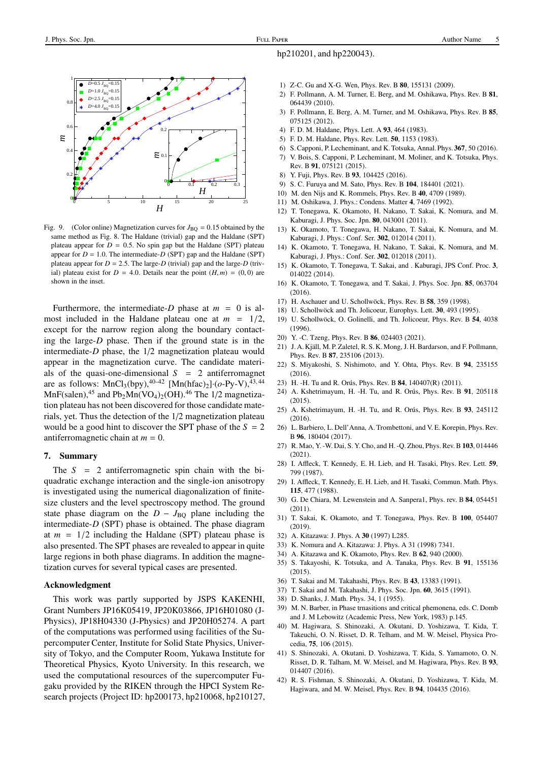hp210201, and hp220043).

Fig. 9. (Color online) Magnetization curves for $J_{BQ} = 0.15$ obtained by the same method as Fig. 8. The Haldane (trivial) gap and the Haldane (SPT) plateau appear for $D = 0.5$. No spin gap but the Haldane (SPT) plateau appear for $D = 1.0$. The intermediate-$D$ (SPT) gap and the Haldane (SPT) plateau appear for $D = 2.5$. The large-$D$ (trivial) gap and the large-$D$ (trivial) plateau exist for $D = 4.0$. Details near the point $(H, m) = (0, 0)$ are shown in the inset.

Furthermore, the intermediate-$D$ phase at $m = 0$ is almost included in the Haldane plateau one at $m = 1/2$, except for the narrow region along the boundary contacting the large-$D$ phase. Then if the ground state is in the intermediate-$D$ phase, the 1/2 magnetization plateau would appear in the magnetization curve. The candidate materials of the quasi-one-dimensional $S = 2$ antiferromagnet are as follows: $MnCl_3(bpy)$,[40–42] $[Mn(hfac)_2]\cdot(o\text{-Py-V})$,[43,44] MnF(salen),[45] and $Pb_2Mn(VO_4)_2(OH)$.[46] The 1/2 magnetization plateau has not been discovered for those candidate materials, yet. Thus the detection of the 1/2 magnetization plateau would be a good hint to discover the SPT phase of the $S = 2$ antiferromagnetic chain at $m = 0$.

## 7. Summary

The $S = 2$ antiferromagnetic spin chain with the biquadratic exchange interaction and the single-ion anisotropy is investigated using the numerical diagonalization of finite-size clusters and the level spectroscopy method. The ground state phase diagram on the $D - J_{BQ}$ plane including the intermediate-$D$ (SPT) phase is obtained. The phase diagram at $m = 1/2$ including the Haldane (SPT) plateau phase is also presented. The SPT phases are revealed to appear in quite large regions in both phase diagrams. In addition the magnetization curves for several typical cases are presented.

## Acknowledgment

This work was partly supported by JSPS KAKENHI, Grant Numbers JP16K05419, JP20K03866, JP16H01080 (J-Physics), JP18H04330 (J-Physics) and JP20H05274. A part of the computations was performed using facilities of the Supercomputer Center, Institute for Solid State Physics, University of Tokyo, and the Computer Room, Yukawa Institute for Theoretical Physics, Kyoto University. In this research, we used the computational resources of the supercomputer Fugaku provided by the RIKEN through the HPCI System Research projects (Project ID: hp200173, hp210068, hp210127,

1) Z.-C. Gu and X.-G. Wen, Phys. Rev. B **80**, 155131 (2009).
2) F. Pollmann, A. M. Turner, E. Berg, and M. Oshikawa, Phys. Rev. B **81**, 064439 (2010).
3) F. Pollmann, E. Berg, A. M. Turner, and M. Oshikawa, Phys. Rev. B **85**, 075125 (2012).
4) F. D. M. Haldane, Phys. Lett. A **93**, 464 (1983).
5) F. D. M. Haldane, Phys. Rev. Lett. **50**, 1153 (1983).
6) S. Capponi, P. Lecheminant, and K. Totsuka, Annal. Phys. **367**, 50 (2016).
7) V. Bois, S. Capponi, P. Lecheminant, M. Moliner, and K. Totsuka, Phys. Rev. B **91**, 075121 (2015).
8) Y. Fuji, Phys. Rev. B **93**, 104425 (2016).
9) S. C. Furuya and M. Sato, Phys. Rev. B **104**, 184401 (2021).
10) M. den Nijs and K. Rommels, Phys. Rev. B **40**, 4709 (1989).
11) M. Oshikawa, J. Phys.: Condens. Matter **4**, 7469 (1992).
12) T. Tonegawa, K. Okamoto, H. Nakano, T. Sakai, K. Nomura, and M. Kaburagi, J. Phys. Soc. Jpn. **80**, 043001 (2011).
13) K. Okamoto, T. Tonegawa, H. Nakano, T. Sakai, K. Nomura, and M. Kaburagi, J. Phys.: Conf. Ser. **302**, 012014 (2011).
14) K. Okamoto, T. Tonegawa, H. Nakano, T. Sakai, K. Nomura, and M. Kaburagi, J. Phys.: Conf. Ser. **302**, 012018 (2011).
15) K. Okamoto, T. Tonegawa, T. Sakai, and . Kaburagi, JPS Conf. Proc. **3**, 014022 (2014).
16) K. Okamoto, T. Tonegawa, and T. Sakai, J. Phys. Soc. Jpn. **85**, 063704 (2016).
17) H. Aschauer and U. Schollwöck, Phys. Rev. B **58**, 359 (1998).
18) U. Schollwöck and Th. Jolicoeur, Europhys. Lett. **30**, 493 (1995).
19) U. Schollwöck, O. Golinelli, and Th. Jolicoeur, Phys. Rev. B **54**, 4038 (1996).
20) Y. -C. Tzeng, Phys. Rev. B **86**, 024403 (2021).
21) J. A. Kjäll, M. P. Zaletel, R. S. K. Mong, J. H. Bardarson, and F. Pollmann, Phys. Rev. B **87**, 235106 (2013).
22) S. Miyakoshi, S. Nishimoto, and Y. Ohta, Phys. Rev. B **94**, 235155 (2016).
23) H. -H. Tu and R. Orús, Phys. Rev. B **84**, 140407(R) (2011).
24) A. Kshetrimayum, H. -H. Tu, and R. Orús, Phys. Rev. B **91**, 205118 (2015).
25) A. Kshetrimayum, H. -H. Tu, and R. Orús, Phys. Rev. B **93**, 245112 (2016).
26) L. Barbiero, L. Dell'Anna, A. Trombettoni, and V. E. Korepin, Phys. Rev. B **96**, 180404 (2017).
27) R. Mao, Y. -W. Dai, S. Y. Cho, and H. -Q. Zhou, Phys. Rev. B **103**, 014446 (2021).
28) I. Affleck, T. Kennedy, E. H. Lieb, and H. Tasaki, Phys. Rev. Lett. **59**, 799 (1987).
29) I. Affleck, T. Kennedy, E. H. Lieb, and H. Tasaki, Commun. Math. Phys. **115**, 477 (1988).
30) G. De Chiara, M. Lewenstein and A. Sanpera1, Phys. rev. B **84**, 054451 (2011).
31) T. Sakai, K. Okamoto, and T. Tonegawa, Phys. Rev. B **100**, 054407 (2019).
32) A. Kitazawa: J. Phys. A **30** (1997) L285.
33) K. Nomura and A. Kitazawa: J. Phys. A 31 (1998) 7341.
34) A. Kitazawa and K. Okamoto, Phys. Rev. B **62**, 940 (2000).
35) S. Takayoshi, K. Totsuka, and A. Tanaka, Phys. Rev. B **91**, 155136 (2015).
36) T. Sakai and M. Takahashi, Phys. Rev. B **43**, 13383 (1991).
37) T. Sakai and M. Takahashi, J. Phys. Soc. Jpn. **60**, 3615 (1991).
38) D. Shanks, J. Math. Phys. 34, 1 (1955).
39) M. N. Barber, in Phase trnasitions and critical phemonena, eds. C. Domb and J. M Lebowitz (Academic Press, New York, 1983) p.145.
40) M. Hagiwara, S. Shinozaki, A. Okutani, D. Yoshizawa, T. Kida, T. Takeuchi, O. N. Risset, D. R. Telham, and M. W. Meisel, Physica Procedia, **75**, 106 (2015).
41) S. Shinozaki, A. Okutani, D. Yoshizawa, T. Kida, S. Yamamoto, O. N. Risset, D. R. Talham, M. W. Meisel, and M. Hagiwara, Phys. Rev. B **93**, 014407 (2016).
42) R. S. Fishman, S. Shinozaki, A. Okutani, D. Yoshizawa, T. Kida, M. Hagiwara, and M. W. Meisel, Phys. Rev. B **94**, 104435 (2016).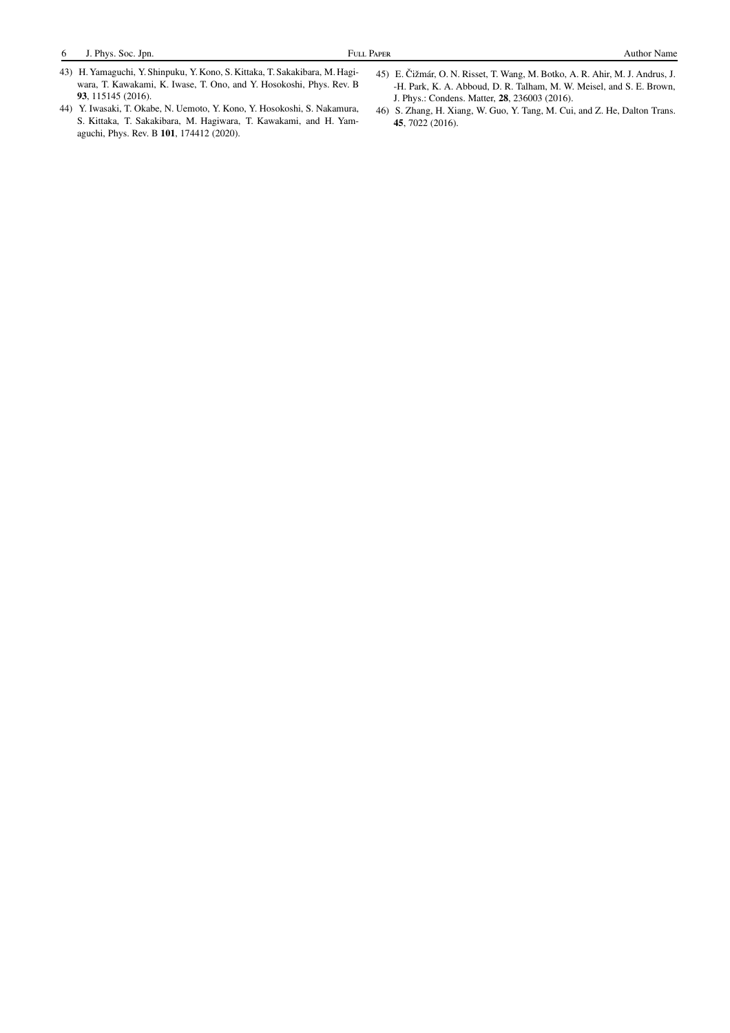43) H. Yamaguchi, Y. Shinpuku, Y. Kono, S. Kittaka, T. Sakakibara, M. Hagiwara, T. Kawakami, K. Iwase, T. Ono, and Y. Hosokoshi, Phys. Rev. B **93**, 115145 (2016).

44) Y. Iwasaki, T. Okabe, N. Uemoto, Y. Kono, Y. Hosokoshi, S. Nakamura, S. Kittaka, T. Sakakibara, M. Hagiwara, T. Kawakami, and H. Yamaguchi, Phys. Rev. B **101**, 174412 (2020).

45) E. Čižmár, O. N. Risset, T. Wang, M. Botko, A. R. Ahir, M. J. Andrus, J. -H. Park, K. A. Abboud, D. R. Talham, M. W. Meisel, and S. E. Brown, J. Phys.: Condens. Matter, **28**, 236003 (2016).

46) S. Zhang, H. Xiang, W. Guo, Y. Tang, M. Cui, and Z. He, Dalton Trans. **45**, 7022 (2016).